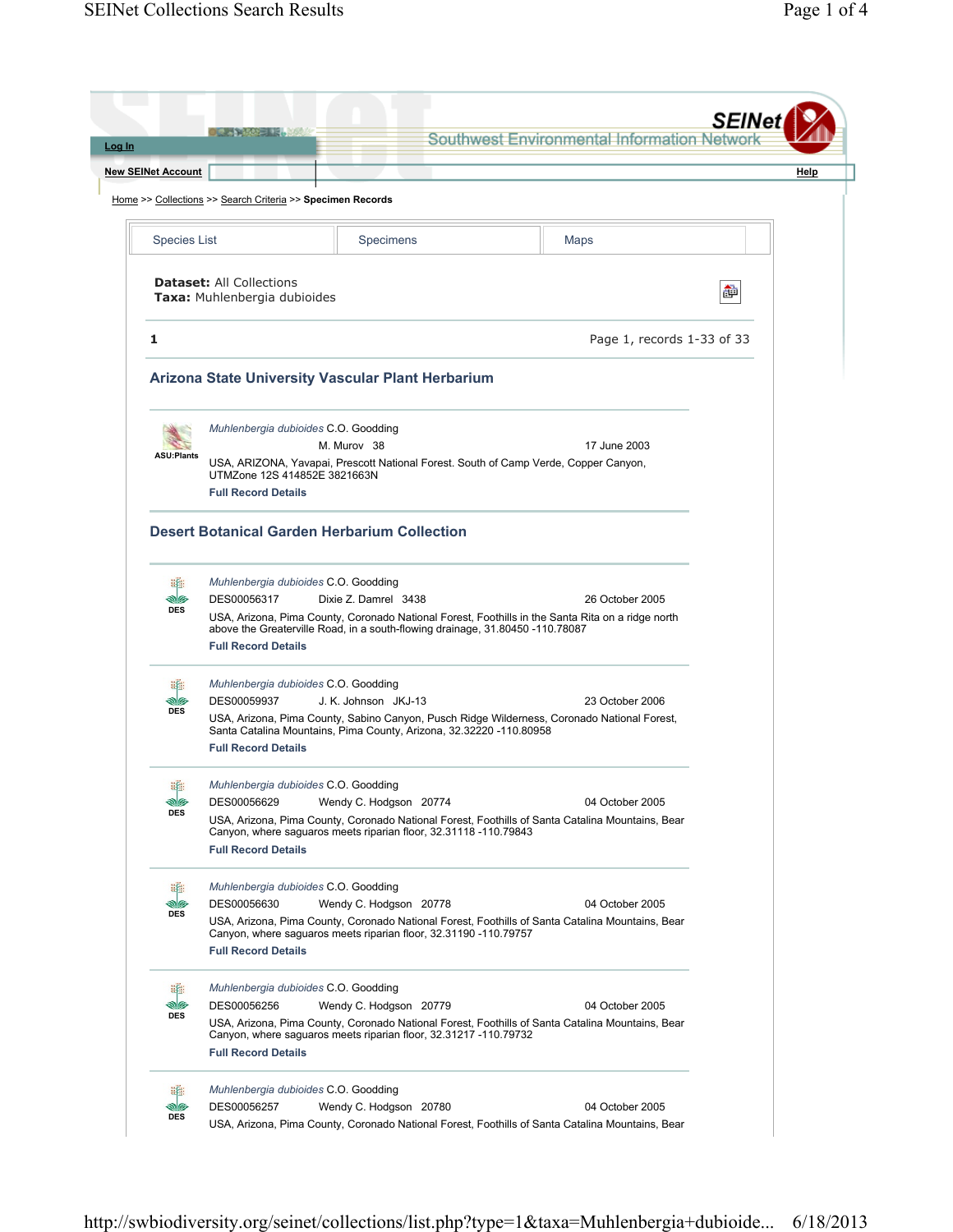Log In

New SEINet Account

SEINet Southwest Environmental Information Network

Help

Home >> Collections >> Search Criteria >> **Specimen Records**

Species List | Specimens | Maps

**Dataset:** All Collections
**Taxa:** Muhlenbergia dubioides

**1** Page 1, records 1-33 of 33

## Arizona State University Vascular Plant Herbarium

ASU:Plants

*Muhlenbergia dubioides* C.O. Goodding
M. Murov 38 17 June 2003
USA, ARIZONA, Yavapai, Prescott National Forest. South of Camp Verde, Copper Canyon, UTMZone 12S 414852E 3821663N
**Full Record Details**

## Desert Botanical Garden Herbarium Collection

DES

*Muhlenbergia dubioides* C.O. Goodding
DES00056317 Dixie Z. Damrel 3438 26 October 2005
USA, Arizona, Pima County, Coronado National Forest, Foothills in the Santa Rita on a ridge north above the Greaterville Road, in a south-flowing drainage, 31.80450 -110.78087
**Full Record Details**

DES

*Muhlenbergia dubioides* C.O. Goodding
DES00059937 J. K. Johnson JKJ-13 23 October 2006
USA, Arizona, Pima County, Sabino Canyon, Pusch Ridge Wilderness, Coronado National Forest, Santa Catalina Mountains, Pima County, Arizona, 32.32220 -110.80958
**Full Record Details**

DES

*Muhlenbergia dubioides* C.O. Goodding
DES00056629 Wendy C. Hodgson 20774 04 October 2005
USA, Arizona, Pima County, Coronado National Forest, Foothills of Santa Catalina Mountains, Bear Canyon, where saguaros meets riparian floor, 32.31118 -110.79843
**Full Record Details**

DES

*Muhlenbergia dubioides* C.O. Goodding
DES00056630 Wendy C. Hodgson 20778 04 October 2005
USA, Arizona, Pima County, Coronado National Forest, Foothills of Santa Catalina Mountains, Bear Canyon, where saguaros meets riparian floor, 32.31190 -110.79757
**Full Record Details**

DES

*Muhlenbergia dubioides* C.O. Goodding
DES00056256 Wendy C. Hodgson 20779 04 October 2005
USA, Arizona, Pima County, Coronado National Forest, Foothills of Santa Catalina Mountains, Bear Canyon, where saguaros meets riparian floor, 32.31217 -110.79732
**Full Record Details**

DES

*Muhlenbergia dubioides* C.O. Goodding
DES00056257 Wendy C. Hodgson 20780 04 October 2005
USA, Arizona, Pima County, Coronado National Forest, Foothills of Santa Catalina Mountains, Bear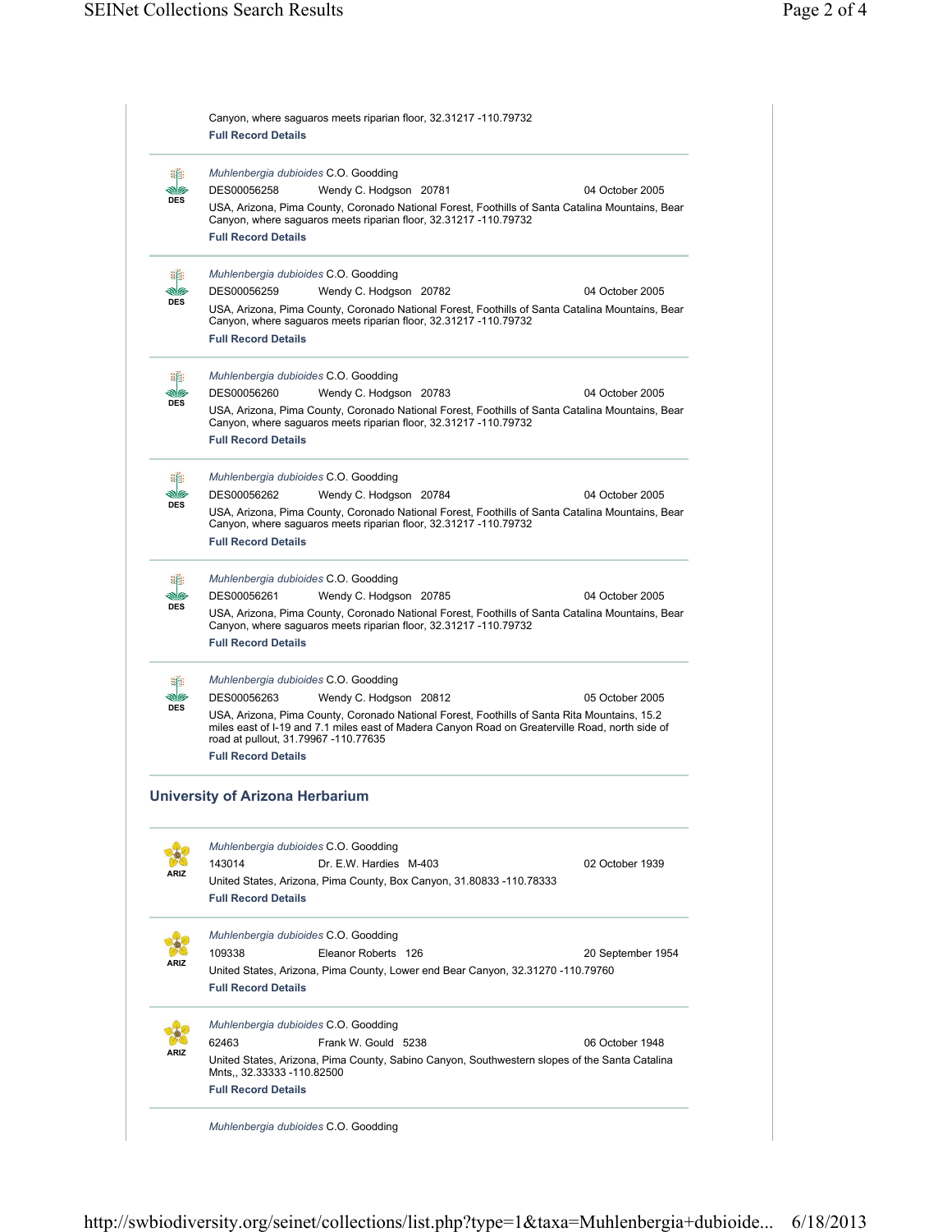Canyon, where saguaros meets riparian floor, 32.31217 -110.79732
**Full Record Details**

---

DES

*Muhlenbergia dubioides* C.O. Goodding
DES00056258 Wendy C. Hodgson 20781 04 October 2005
USA, Arizona, Pima County, Coronado National Forest, Foothills of Santa Catalina Mountains, Bear Canyon, where saguaros meets riparian floor, 32.31217 -110.79732
**Full Record Details**

---

DES

*Muhlenbergia dubioides* C.O. Goodding
DES00056259 Wendy C. Hodgson 20782 04 October 2005
USA, Arizona, Pima County, Coronado National Forest, Foothills of Santa Catalina Mountains, Bear Canyon, where saguaros meets riparian floor, 32.31217 -110.79732
**Full Record Details**

---

DES

*Muhlenbergia dubioides* C.O. Goodding
DES00056260 Wendy C. Hodgson 20783 04 October 2005
USA, Arizona, Pima County, Coronado National Forest, Foothills of Santa Catalina Mountains, Bear Canyon, where saguaros meets riparian floor, 32.31217 -110.79732
**Full Record Details**

---

DES

*Muhlenbergia dubioides* C.O. Goodding
DES00056262 Wendy C. Hodgson 20784 04 October 2005
USA, Arizona, Pima County, Coronado National Forest, Foothills of Santa Catalina Mountains, Bear Canyon, where saguaros meets riparian floor, 32.31217 -110.79732
**Full Record Details**

---

DES

*Muhlenbergia dubioides* C.O. Goodding
DES00056261 Wendy C. Hodgson 20785 04 October 2005
USA, Arizona, Pima County, Coronado National Forest, Foothills of Santa Catalina Mountains, Bear Canyon, where saguaros meets riparian floor, 32.31217 -110.79732
**Full Record Details**

---

DES

*Muhlenbergia dubioides* C.O. Goodding
DES00056263 Wendy C. Hodgson 20812 05 October 2005
USA, Arizona, Pima County, Coronado National Forest, Foothills of Santa Rita Mountains, 15.2 miles east of I-19 and 7.1 miles east of Madera Canyon Road on Greaterville Road, north side of road at pullout, 31.79967 -110.77635
**Full Record Details**

---

## University of Arizona Herbarium

---

ARIZ

*Muhlenbergia dubioides* C.O. Goodding
143014 Dr. E.W. Hardies M-403 02 October 1939
United States, Arizona, Pima County, Box Canyon, 31.80833 -110.78333
**Full Record Details**

---

ARIZ

*Muhlenbergia dubioides* C.O. Goodding
109338 Eleanor Roberts 126 20 September 1954
United States, Arizona, Pima County, Lower end Bear Canyon, 32.31270 -110.79760
**Full Record Details**

---

ARIZ

*Muhlenbergia dubioides* C.O. Goodding
62463 Frank W. Gould 5238 06 October 1948
United States, Arizona, Pima County, Sabino Canyon, Southwestern slopes of the Santa Catalina Mnts,, 32.33333 -110.82500
**Full Record Details**

---

*Muhlenbergia dubioides* C.O. Goodding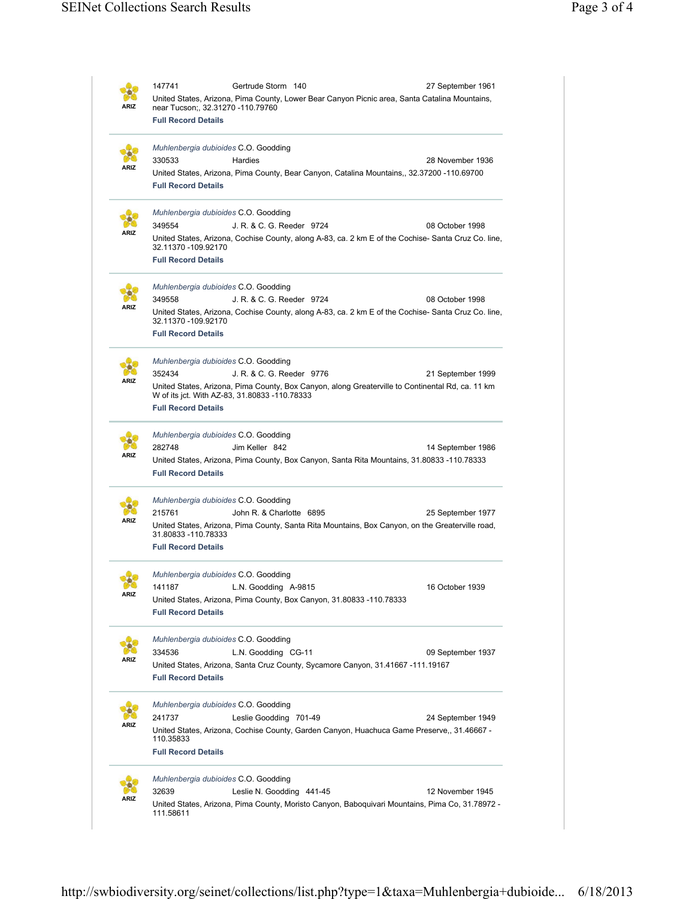ARIZ

147741 Gertrude Storm 140 27 September 1961

United States, Arizona, Pima County, Lower Bear Canyon Picnic area, Santa Catalina Mountains, near Tucson;, 32.31270 -110.79760

**Full Record Details**

---

ARIZ

*Muhlenbergia dubioides* C.O. Goodding

330533 Hardies 28 November 1936

United States, Arizona, Pima County, Bear Canyon, Catalina Mountains,, 32.37200 -110.69700

**Full Record Details**

---

ARIZ

*Muhlenbergia dubioides* C.O. Goodding

349554 J. R. & C. G. Reeder 9724 08 October 1998

United States, Arizona, Cochise County, along A-83, ca. 2 km E of the Cochise- Santa Cruz Co. line, 32.11370 -109.92170

**Full Record Details**

---

ARIZ

*Muhlenbergia dubioides* C.O. Goodding

349558 J. R. & C. G. Reeder 9724 08 October 1998

United States, Arizona, Cochise County, along A-83, ca. 2 km E of the Cochise- Santa Cruz Co. line, 32.11370 -109.92170

**Full Record Details**

---

ARIZ

*Muhlenbergia dubioides* C.O. Goodding

352434 J. R. & C. G. Reeder 9776 21 September 1999

United States, Arizona, Pima County, Box Canyon, along Greaterville to Continental Rd, ca. 11 km W of its jct. With AZ-83, 31.80833 -110.78333

**Full Record Details**

---

ARIZ

*Muhlenbergia dubioides* C.O. Goodding

282748 Jim Keller 842 14 September 1986

United States, Arizona, Pima County, Box Canyon, Santa Rita Mountains, 31.80833 -110.78333

**Full Record Details**

---

ARIZ

*Muhlenbergia dubioides* C.O. Goodding

215761 John R. & Charlotte 6895 25 September 1977

United States, Arizona, Pima County, Santa Rita Mountains, Box Canyon, on the Greaterville road, 31.80833 -110.78333

**Full Record Details**

---

ARIZ

*Muhlenbergia dubioides* C.O. Goodding

141187 L.N. Goodding A-9815 16 October 1939

United States, Arizona, Pima County, Box Canyon, 31.80833 -110.78333

**Full Record Details**

---

ARIZ

*Muhlenbergia dubioides* C.O. Goodding

334536 L.N. Goodding CG-11 09 September 1937

United States, Arizona, Santa Cruz County, Sycamore Canyon, 31.41667 -111.19167

**Full Record Details**

---

ARIZ

*Muhlenbergia dubioides* C.O. Goodding

241737 Leslie Goodding 701-49 24 September 1949

United States, Arizona, Cochise County, Garden Canyon, Huachuca Game Preserve,, 31.46667 -110.35833

**Full Record Details**

---

ARIZ

*Muhlenbergia dubioides* C.O. Goodding

32639 Leslie N. Goodding 441-45 12 November 1945

United States, Arizona, Pima County, Moristo Canyon, Baboquivari Mountains, Pima Co, 31.78972 -111.58611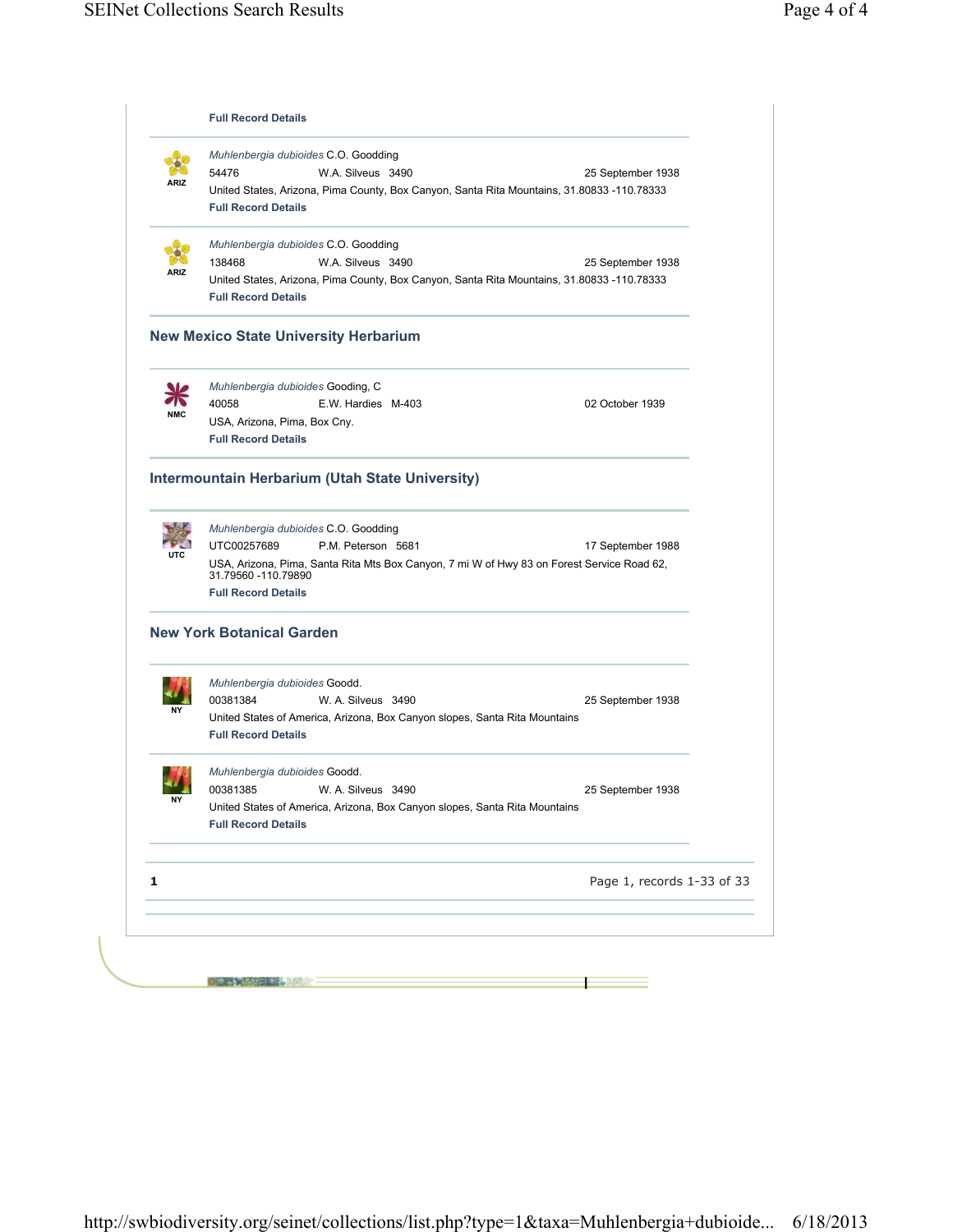**Full Record Details**

---

ARIZ

*Muhlenbergia dubioides* C.O. Goodding
54476 W.A. Silveus 3490 25 September 1938
United States, Arizona, Pima County, Box Canyon, Santa Rita Mountains, 31.80833 -110.78333
**Full Record Details**

---

ARIZ

*Muhlenbergia dubioides* C.O. Goodding
138468 W.A. Silveus 3490 25 September 1938
United States, Arizona, Pima County, Box Canyon, Santa Rita Mountains, 31.80833 -110.78333
**Full Record Details**

---

## New Mexico State University Herbarium

---

NMC

*Muhlenbergia dubioides* Gooding, C
40058 E.W. Hardies M-403 02 October 1939
USA, Arizona, Pima, Box Cny.
**Full Record Details**

---

## Intermountain Herbarium (Utah State University)

---

UTC

*Muhlenbergia dubioides* C.O. Goodding
UTC00257689 P.M. Peterson 5681 17 September 1988
USA, Arizona, Pima, Santa Rita Mts Box Canyon, 7 mi W of Hwy 83 on Forest Service Road 62, 31.79560 -110.79890
**Full Record Details**

---

## New York Botanical Garden

---

NY

*Muhlenbergia dubioides* Goodd.
00381384 W. A. Silveus 3490 25 September 1938
United States of America, Arizona, Box Canyon slopes, Santa Rita Mountains
**Full Record Details**

---

NY

*Muhlenbergia dubioides* Goodd.
00381385 W. A. Silveus 3490 25 September 1938
United States of America, Arizona, Box Canyon slopes, Santa Rita Mountains
**Full Record Details**

---

**1** Page 1, records 1-33 of 33